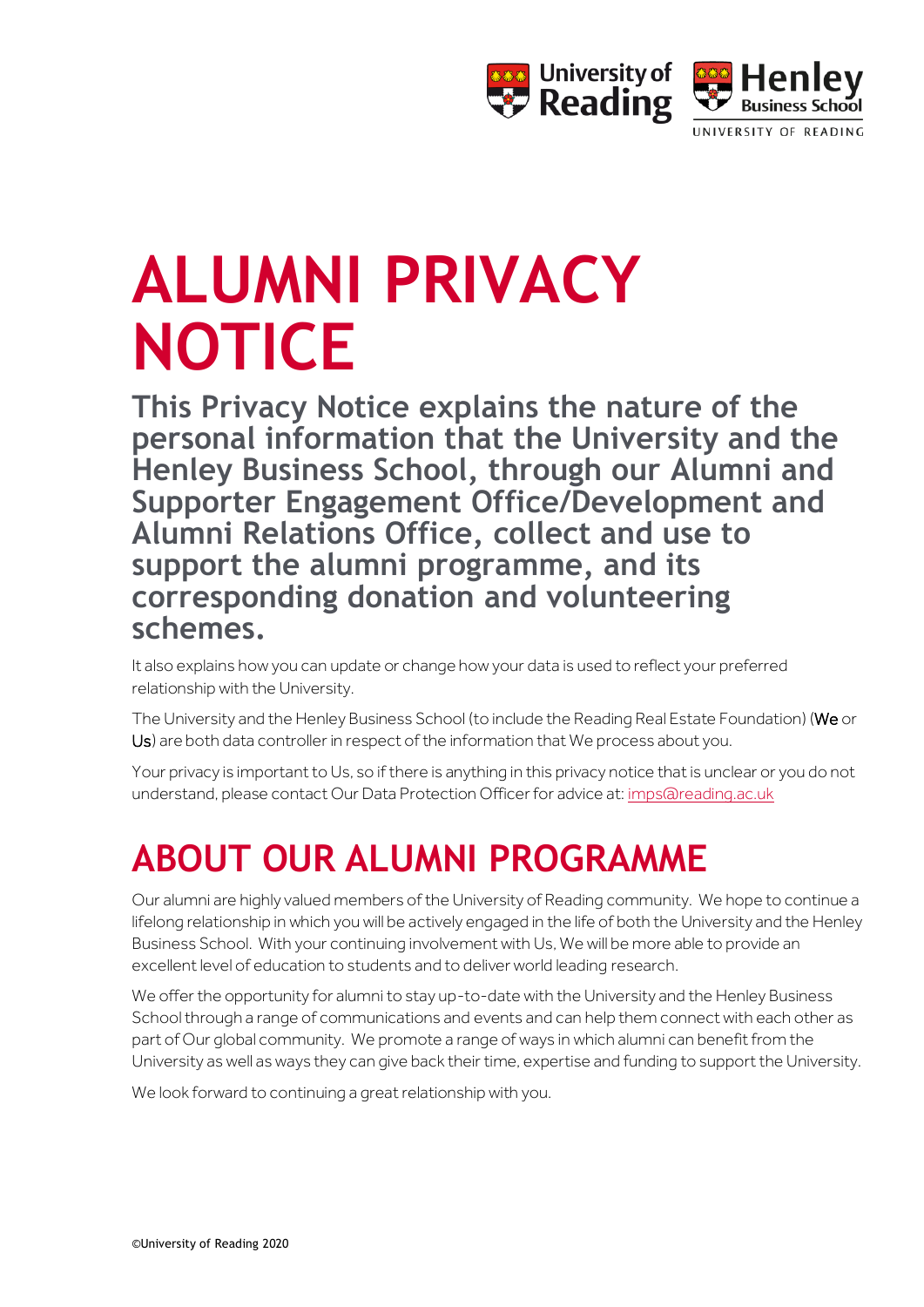# ALUMNI PRIVACY NOTICE

## This Privacy Notice explains the nature of the personal information that the University and the Henley Business School, through our Alumni and Supporter Engagement Office/Development and Alumni Relations Office, collect and use to support the alumni programme, and its corresponding donation and volunteering schemes.

It also explains how you can update or change how your data is used to reflect your preferred relationship with the University.

The University and the Henley Business School (to include the Reading Real Estate Foundation) (**We** or **Us**) are both data controller in respect of the information that We process about you.

Your privacy is important to Us, so if there is anything in this privacy notice that is unclear or you do not understand, please contact Our Data Protection Officer for advice at: imps@reading.ac.uk

# ABOUT OUR ALUMNI PROGRAMME

Our alumni are highly valued members of the University of Reading community. We hope to continue a lifelong relationship in which you will be actively engaged in the life of both the University and the Henley Business School. With your continuing involvement with Us, We will be more able to provide an excellent level of education to students and to deliver world leading research.

We offer the opportunity for alumni to stay up-to-date with the University and the Henley Business School through a range of communications and events and can help them connect with each other as part of Our global community. We promote a range of ways in which alumni can benefit from the University as well as ways they can give back their time, expertise and funding to support the University.

We look forward to continuing a great relationship with you.

©University of Reading 2020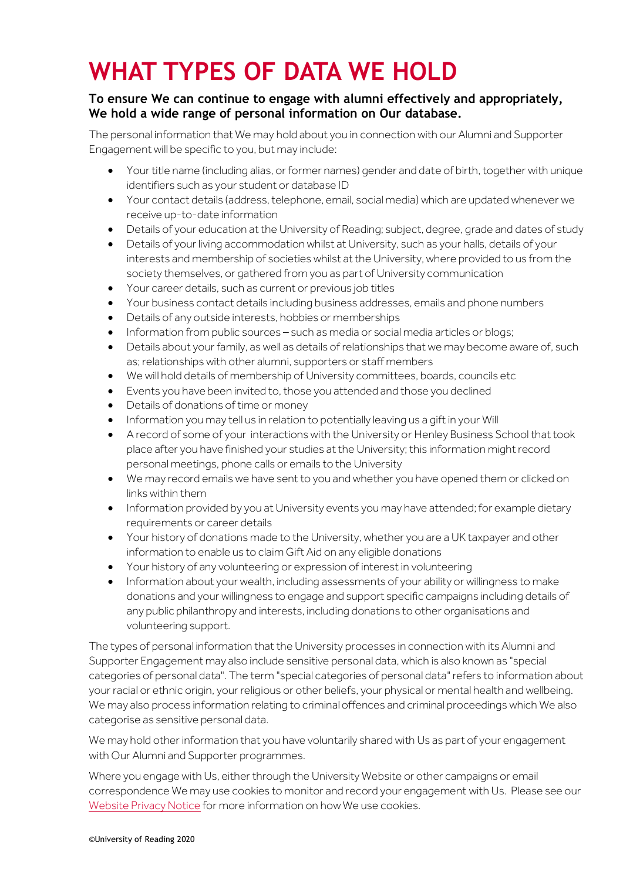# WHAT TYPES OF DATA WE HOLD

**To ensure We can continue to engage with alumni effectively and appropriately, We hold a wide range of personal information on Our database.**

The personal information that We may hold about you in connection with our Alumni and Supporter Engagement will be specific to you, but may include:

- Your title name (including alias, or former names) gender and date of birth, together with unique identifiers such as your student or database ID
- Your contact details (address, telephone, email, social media) which are updated whenever we receive up-to-date information
- Details of your education at the University of Reading; subject, degree, grade and dates of study
- Details of your living accommodation whilst at University, such as your halls, details of your interests and membership of societies whilst at the University, where provided to us from the society themselves, or gathered from you as part of University communication
- Your career details, such as current or previous job titles
- Your business contact details including business addresses, emails and phone numbers
- Details of any outside interests, hobbies or memberships
- Information from public sources – such as media or social media articles or blogs;
- Details about your family, as well as details of relationships that we may become aware of, such as; relationships with other alumni, supporters or staff members
- We will hold details of membership of University committees, boards, councils etc
- Events you have been invited to, those you attended and those you declined
- Details of donations of time or money
- Information you may tell us in relation to potentially leaving us a gift in your Will
- A record of some of your interactions with the University or Henley Business School that took place after you have finished your studies at the University; this information might record personal meetings, phone calls or emails to the University
- We may record emails we have sent to you and whether you have opened them or clicked on links within them
- Information provided by you at University events you may have attended; for example dietary requirements or career details
- Your history of donations made to the University, whether you are a UK taxpayer and other information to enable us to claim Gift Aid on any eligible donations
- Your history of any volunteering or expression of interest in volunteering
- Information about your wealth, including assessments of your ability or willingness to make donations and your willingness to engage and support specific campaigns including details of any public philanthropy and interests, including donations to other organisations and volunteering support.

The types of personal information that the University processes in connection with its Alumni and Supporter Engagement may also include sensitive personal data, which is also known as "special categories of personal data". The term "special categories of personal data" refers to information about your racial or ethnic origin, your religious or other beliefs, your physical or mental health and wellbeing. We may also process information relating to criminal offences and criminal proceedings which We also categorise as sensitive personal data.

We may hold other information that you have voluntarily shared with Us as part of your engagement with Our Alumni and Supporter programmes.

Where you engage with Us, either through the University Website or other campaigns or email correspondence We may use cookies to monitor and record your engagement with Us. Please see our Website Privacy Notice for more information on how We use cookies.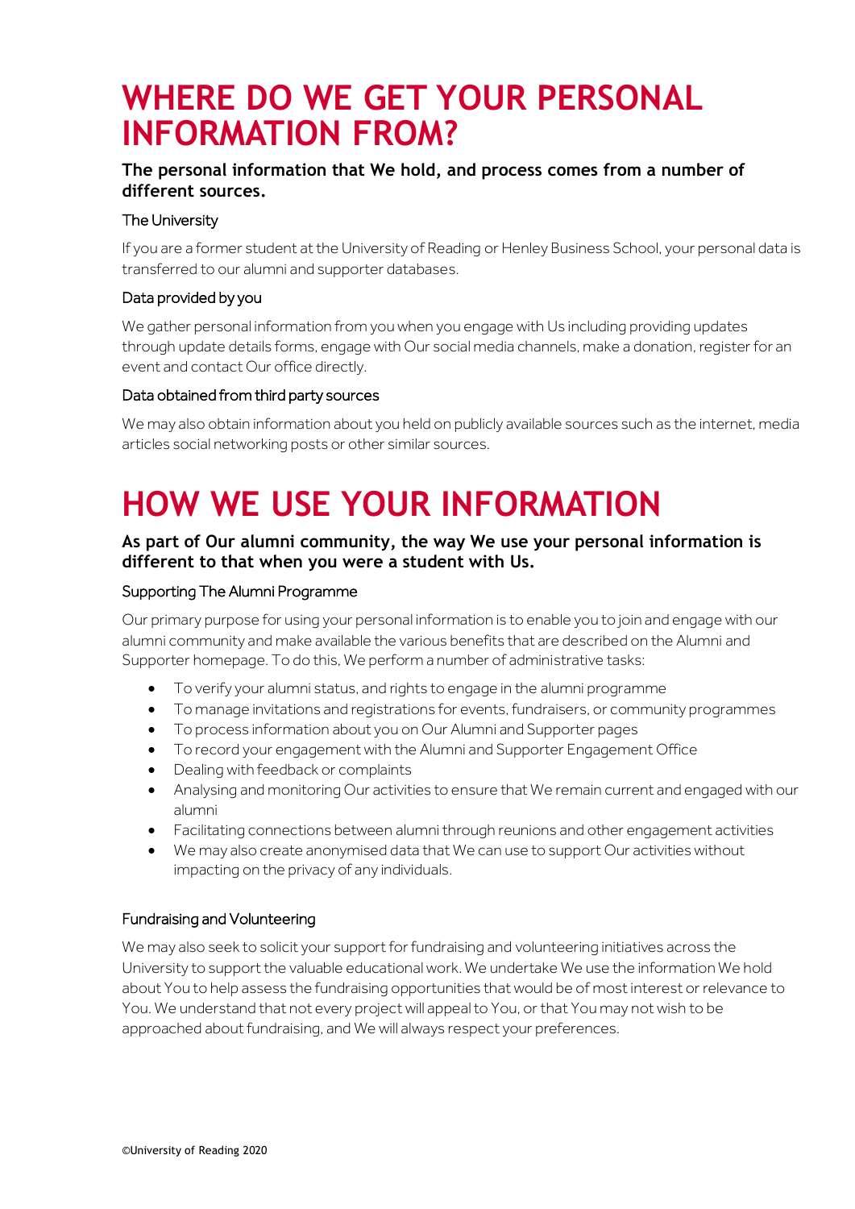# WHERE DO WE GET YOUR PERSONAL INFORMATION FROM?

**The personal information that We hold, and process comes from a number of different sources.**

### The University

If you are a former student at the University of Reading or Henley Business School, your personal data is transferred to our alumni and supporter databases.

### Data provided by you

We gather personal information from you when you engage with Us including providing updates through update details forms, engage with Our social media channels, make a donation, register for an event and contact Our office directly.

### Data obtained from third party sources

We may also obtain information about you held on publicly available sources such as the internet, media articles social networking posts or other similar sources.

# HOW WE USE YOUR INFORMATION

**As part of Our alumni community, the way We use your personal information is different to that when you were a student with Us.**

### Supporting The Alumni Programme

Our primary purpose for using your personal information is to enable you to join and engage with our alumni community and make available the various benefits that are described on the Alumni and Supporter homepage. To do this, We perform a number of administrative tasks:

- To verify your alumni status, and rights to engage in the alumni programme
- To manage invitations and registrations for events, fundraisers, or community programmes
- To process information about you on Our Alumni and Supporter pages
- To record your engagement with the Alumni and Supporter Engagement Office
- Dealing with feedback or complaints
- Analysing and monitoring Our activities to ensure that We remain current and engaged with our alumni
- Facilitating connections between alumni through reunions and other engagement activities
- We may also create anonymised data that We can use to support Our activities without impacting on the privacy of any individuals.

### Fundraising and Volunteering

We may also seek to solicit your support for fundraising and volunteering initiatives across the University to support the valuable educational work. We undertake We use the information We hold about You to help assess the fundraising opportunities that would be of most interest or relevance to You. We understand that not every project will appeal to You, or that You may not wish to be approached about fundraising, and We will always respect your preferences.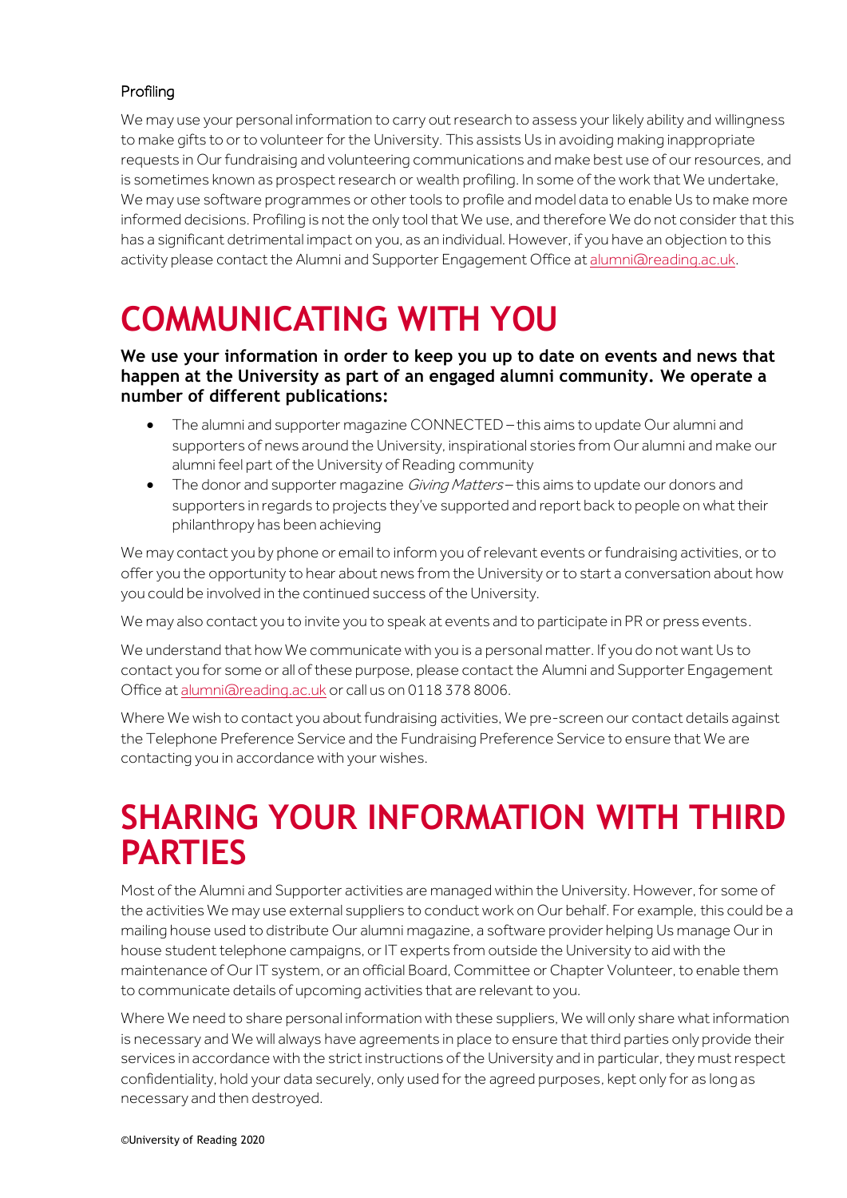### Profiling

We may use your personal information to carry out research to assess your likely ability and willingness to make gifts to or to volunteer for the University. This assists Us in avoiding making inappropriate requests in Our fundraising and volunteering communications and make best use of our resources, and is sometimes known as prospect research or wealth profiling. In some of the work that We undertake, We may use software programmes or other tools to profile and model data to enable Us to make more informed decisions. Profiling is not the only tool that We use, and therefore We do not consider that this has a significant detrimental impact on you, as an individual. However, if you have an objection to this activity please contact the Alumni and Supporter Engagement Office at alumni@reading.ac.uk.

# COMMUNICATING WITH YOU

**We use your information in order to keep you up to date on events and news that happen at the University as part of an engaged alumni community. We operate a number of different publications:**

- The alumni and supporter magazine CONNECTED – this aims to update Our alumni and supporters of news around the University, inspirational stories from Our alumni and make our alumni feel part of the University of Reading community
- The donor and supporter magazine *Giving Matters* – this aims to update our donors and supporters in regards to projects they've supported and report back to people on what their philanthropy has been achieving

We may contact you by phone or email to inform you of relevant events or fundraising activities, or to offer you the opportunity to hear about news from the University or to start a conversation about how you could be involved in the continued success of the University.

We may also contact you to invite you to speak at events and to participate in PR or press events.

We understand that how We communicate with you is a personal matter. If you do not want Us to contact you for some or all of these purpose, please contact the Alumni and Supporter Engagement Office at alumni@reading.ac.uk or call us on 0118 378 8006.

Where We wish to contact you about fundraising activities, We pre-screen our contact details against the Telephone Preference Service and the Fundraising Preference Service to ensure that We are contacting you in accordance with your wishes.

# SHARING YOUR INFORMATION WITH THIRD PARTIES

Most of the Alumni and Supporter activities are managed within the University. However, for some of the activities We may use external suppliers to conduct work on Our behalf. For example, this could be a mailing house used to distribute Our alumni magazine, a software provider helping Us manage Our in house student telephone campaigns, or IT experts from outside the University to aid with the maintenance of Our IT system, or an official Board, Committee or Chapter Volunteer, to enable them to communicate details of upcoming activities that are relevant to you.

Where We need to share personal information with these suppliers, We will only share what information is necessary and We will always have agreements in place to ensure that third parties only provide their services in accordance with the strict instructions of the University and in particular, they must respect confidentiality, hold your data securely, only used for the agreed purposes, kept only for as long as necessary and then destroyed.

©University of Reading 2020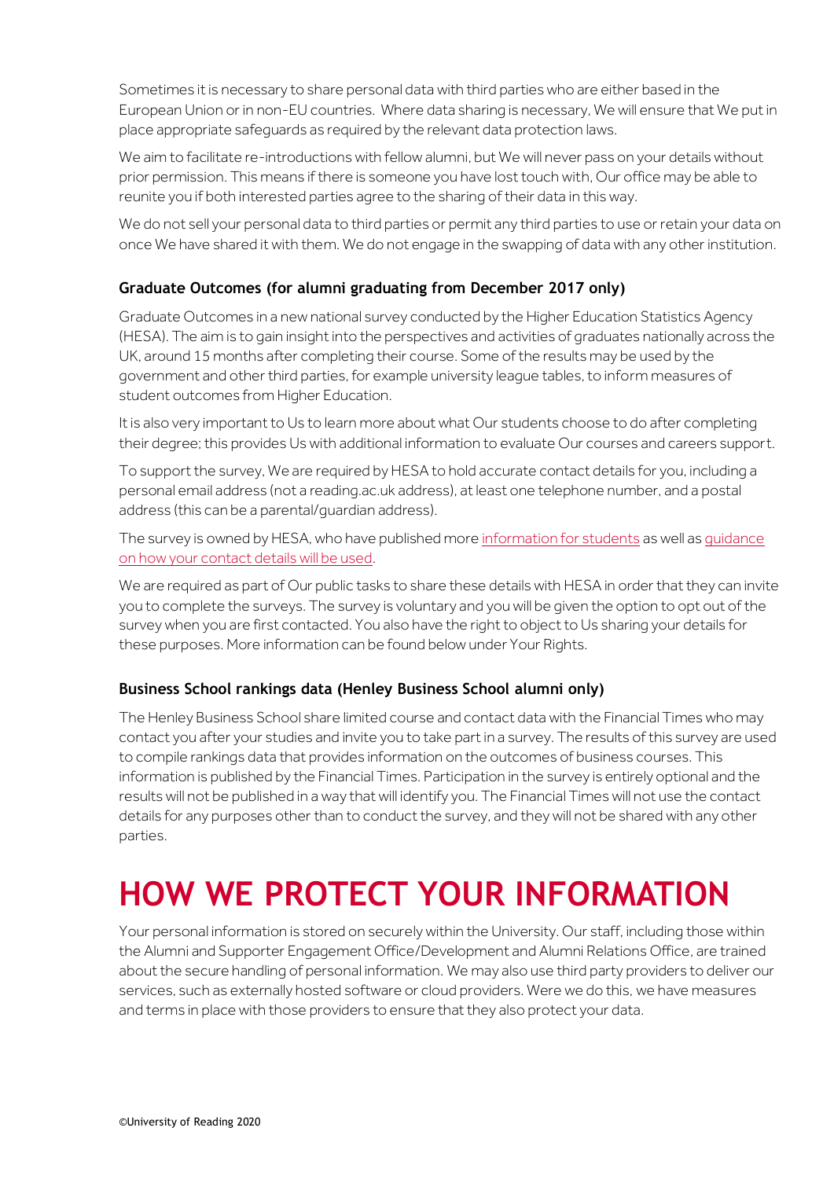Sometimes it is necessary to share personal data with third parties who are either based in the European Union or in non-EU countries. Where data sharing is necessary, We will ensure that We put in place appropriate safeguards as required by the relevant data protection laws.

We aim to facilitate re-introductions with fellow alumni, but We will never pass on your details without prior permission. This means if there is someone you have lost touch with, Our office may be able to reunite you if both interested parties agree to the sharing of their data in this way.

We do not sell your personal data to third parties or permit any third parties to use or retain your data on once We have shared it with them. We do not engage in the swapping of data with any other institution.

### Graduate Outcomes (for alumni graduating from December 2017 only)

Graduate Outcomes in a new national survey conducted by the Higher Education Statistics Agency (HESA). The aim is to gain insight into the perspectives and activities of graduates nationally across the UK, around 15 months after completing their course. Some of the results may be used by the government and other third parties, for example university league tables, to inform measures of student outcomes from Higher Education.

It is also very important to Us to learn more about what Our students choose to do after completing their degree; this provides Us with additional information to evaluate Our courses and careers support.

To support the survey, We are required by HESA to hold accurate contact details for you, including a personal email address (not a reading.ac.uk address), at least one telephone number, and a postal address (this can be a parental/guardian address).

The survey is owned by HESA, who have published more information for students as well as guidance on how your contact details will be used.

We are required as part of Our public tasks to share these details with HESA in order that they can invite you to complete the surveys. The survey is voluntary and you will be given the option to opt out of the survey when you are first contacted. You also have the right to object to Us sharing your details for these purposes. More information can be found below under Your Rights.

### Business School rankings data (Henley Business School alumni only)

The Henley Business School share limited course and contact data with the Financial Times who may contact you after your studies and invite you to take part in a survey. The results of this survey are used to compile rankings data that provides information on the outcomes of business courses. This information is published by the Financial Times. Participation in the survey is entirely optional and the results will not be published in a way that will identify you. The Financial Times will not use the contact details for any purposes other than to conduct the survey, and they will not be shared with any other parties.

# HOW WE PROTECT YOUR INFORMATION

Your personal information is stored on securely within the University. Our staff, including those within the Alumni and Supporter Engagement Office/Development and Alumni Relations Office, are trained about the secure handling of personal information. We may also use third party providers to deliver our services, such as externally hosted software or cloud providers. Were we do this, we have measures and terms in place with those providers to ensure that they also protect your data.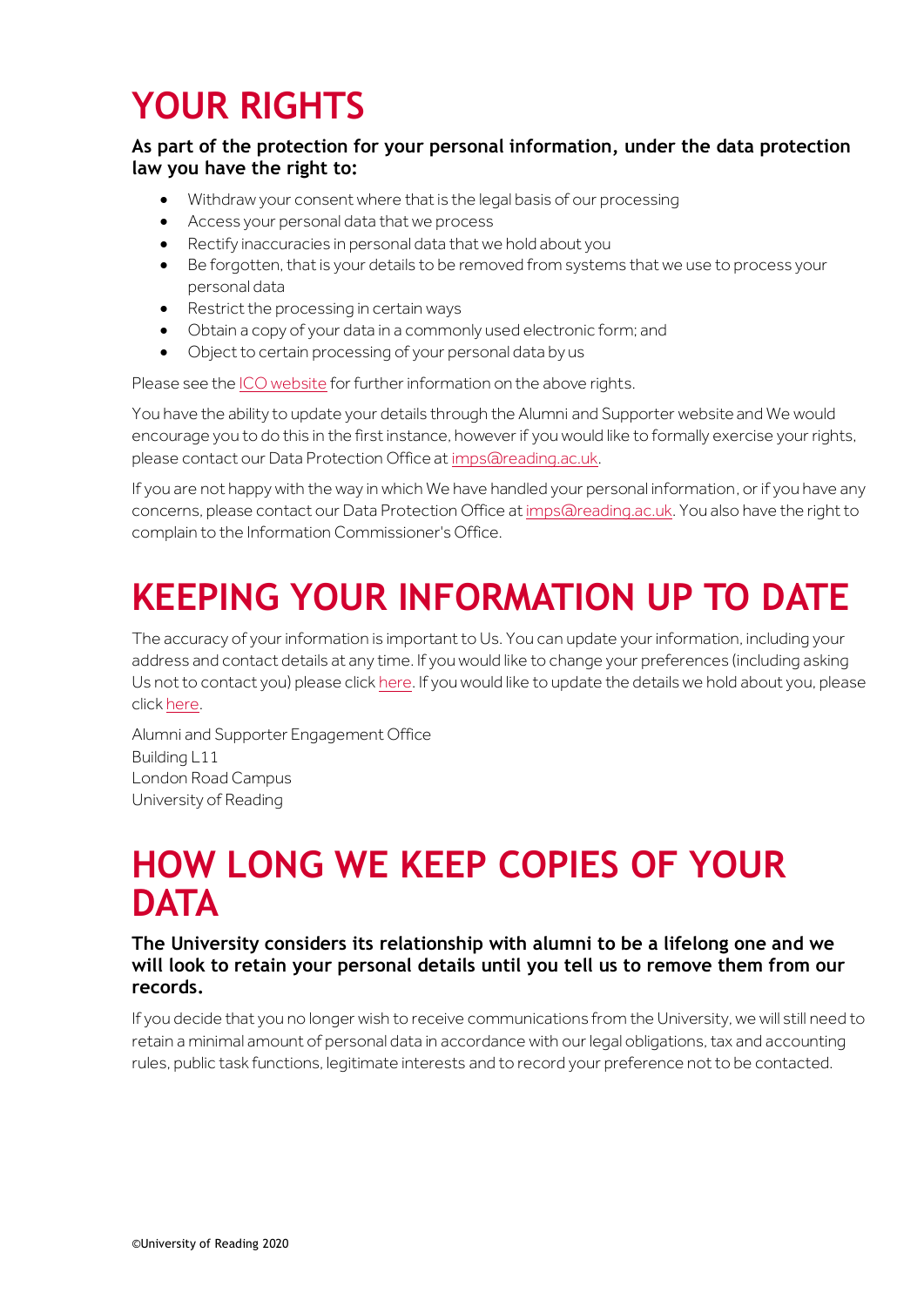# YOUR RIGHTS

**As part of the protection for your personal information, under the data protection law you have the right to:**

- Withdraw your consent where that is the legal basis of our processing
- Access your personal data that we process
- Rectify inaccuracies in personal data that we hold about you
- Be forgotten, that is your details to be removed from systems that we use to process your personal data
- Restrict the processing in certain ways
- Obtain a copy of your data in a commonly used electronic form; and
- Object to certain processing of your personal data by us

Please see the ICO website for further information on the above rights.

You have the ability to update your details through the Alumni and Supporter website and We would encourage you to do this in the first instance, however if you would like to formally exercise your rights, please contact our Data Protection Office at imps@reading.ac.uk.

If you are not happy with the way in which We have handled your personal information, or if you have any concerns, please contact our Data Protection Office at imps@reading.ac.uk. You also have the right to complain to the Information Commissioner's Office.

# KEEPING YOUR INFORMATION UP TO DATE

The accuracy of your information is important to Us. You can update your information, including your address and contact details at any time. If you would like to change your preferences (including asking Us not to contact you) please click here. If you would like to update the details we hold about you, please click here.

Alumni and Supporter Engagement Office
Building L11
London Road Campus
University of Reading

# HOW LONG WE KEEP COPIES OF YOUR DATA

**The University considers its relationship with alumni to be a lifelong one and we will look to retain your personal details until you tell us to remove them from our records.**

If you decide that you no longer wish to receive communications from the University, we will still need to retain a minimal amount of personal data in accordance with our legal obligations, tax and accounting rules, public task functions, legitimate interests and to record your preference not to be contacted.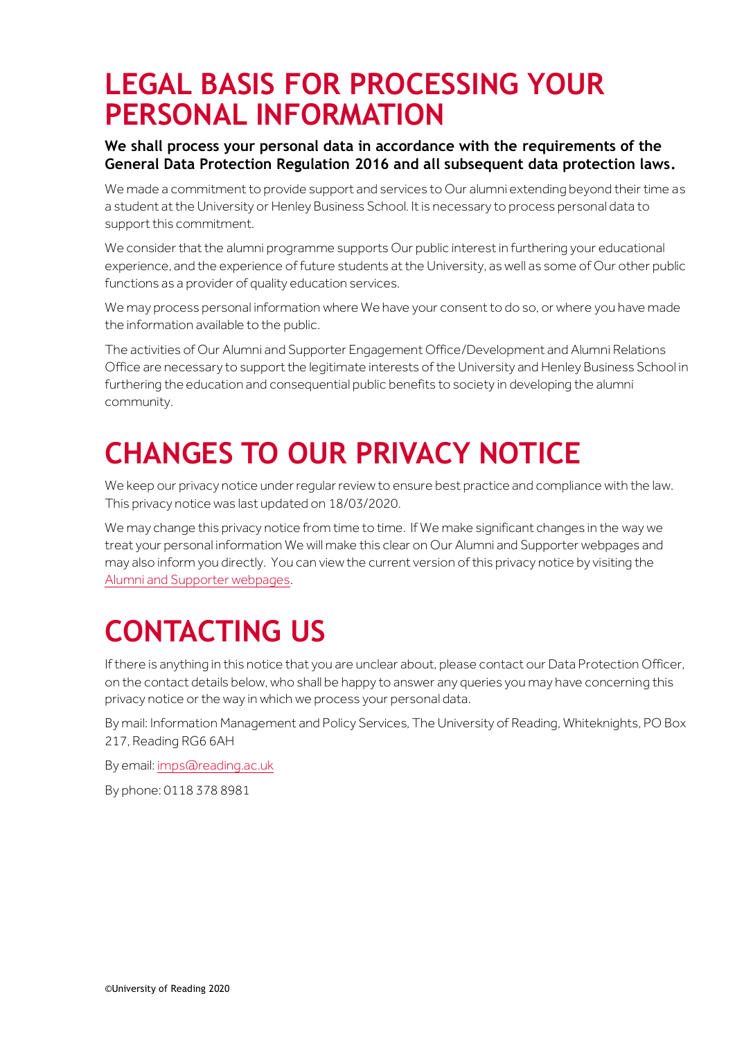# LEGAL BASIS FOR PROCESSING YOUR PERSONAL INFORMATION

**We shall process your personal data in accordance with the requirements of the General Data Protection Regulation 2016 and all subsequent data protection laws.**

We made a commitment to provide support and services to Our alumni extending beyond their time as a student at the University or Henley Business School. It is necessary to process personal data to support this commitment.

We consider that the alumni programme supports Our public interest in furthering your educational experience, and the experience of future students at the University, as well as some of Our other public functions as a provider of quality education services.

We may process personal information where We have your consent to do so, or where you have made the information available to the public.

The activities of Our Alumni and Supporter Engagement Office/Development and Alumni Relations Office are necessary to support the legitimate interests of the University and Henley Business School in furthering the education and consequential public benefits to society in developing the alumni community.

# CHANGES TO OUR PRIVACY NOTICE

We keep our privacy notice under regular review to ensure best practice and compliance with the law. This privacy notice was last updated on 18/03/2020.

We may change this privacy notice from time to time. If We make significant changes in the way we treat your personal information We will make this clear on Our Alumni and Supporter webpages and may also inform you directly. You can view the current version of this privacy notice by visiting the Alumni and Supporter webpages.

# CONTACTING US

If there is anything in this notice that you are unclear about, please contact our Data Protection Officer, on the contact details below, who shall be happy to answer any queries you may have concerning this privacy notice or the way in which we process your personal data.

By mail: Information Management and Policy Services, The University of Reading, Whiteknights, PO Box 217, Reading RG6 6AH

By email: imps@reading.ac.uk

By phone: 0118 378 8981

©University of Reading 2020